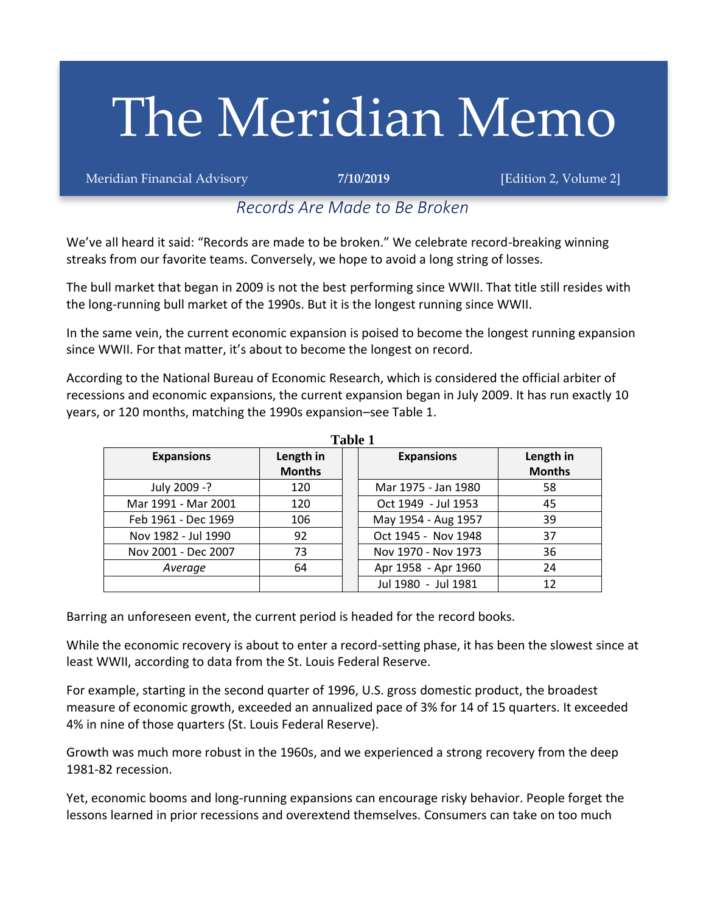# The Meridian Memo

Meridian Financial Advisory **7/10/2019** [Edition 2, Volume 2]

## *Records Are Made to Be Broken*

We've all heard it said: "Records are made to be broken." We celebrate record-breaking winning streaks from our favorite teams. Conversely, we hope to avoid a long string of losses.

The bull market that began in 2009 is not the best performing since WWII. That title still resides with the long-running bull market of the 1990s. But it is the longest running since WWII.

In the same vein, the current economic expansion is poised to become the longest running expansion since WWII. For that matter, it's about to become the longest on record.

According to the National Bureau of Economic Research, which is considered the official arbiter of recessions and economic expansions, the current expansion began in July 2009. It has run exactly 10 years, or 120 months, matching the 1990s expansion–see Table 1.

**Table 1**

| Expansions | Length in Months | | Expansions | Length in Months |
|---|---|---|---|---|
| July 2009 -? | 120 | | Mar 1975 - Jan 1980 | 58 |
| Mar 1991 - Mar 2001 | 120 | | Oct 1949 - Jul 1953 | 45 |
| Feb 1961 - Dec 1969 | 106 | | May 1954 - Aug 1957 | 39 |
| Nov 1982 - Jul 1990 | 92 | | Oct 1945 - Nov 1948 | 37 |
| Nov 2001 - Dec 2007 | 73 | | Nov 1970 - Nov 1973 | 36 |
| *Average* | 64 | | Apr 1958 - Apr 1960 | 24 |
| | | | Jul 1980 - Jul 1981 | 12 |

Barring an unforeseen event, the current period is headed for the record books.

While the economic recovery is about to enter a record-setting phase, it has been the slowest since at least WWII, according to data from the St. Louis Federal Reserve.

For example, starting in the second quarter of 1996, U.S. gross domestic product, the broadest measure of economic growth, exceeded an annualized pace of 3% for 14 of 15 quarters. It exceeded 4% in nine of those quarters (St. Louis Federal Reserve).

Growth was much more robust in the 1960s, and we experienced a strong recovery from the deep 1981-82 recession.

Yet, economic booms and long-running expansions can encourage risky behavior. People forget the lessons learned in prior recessions and overextend themselves. Consumers can take on too much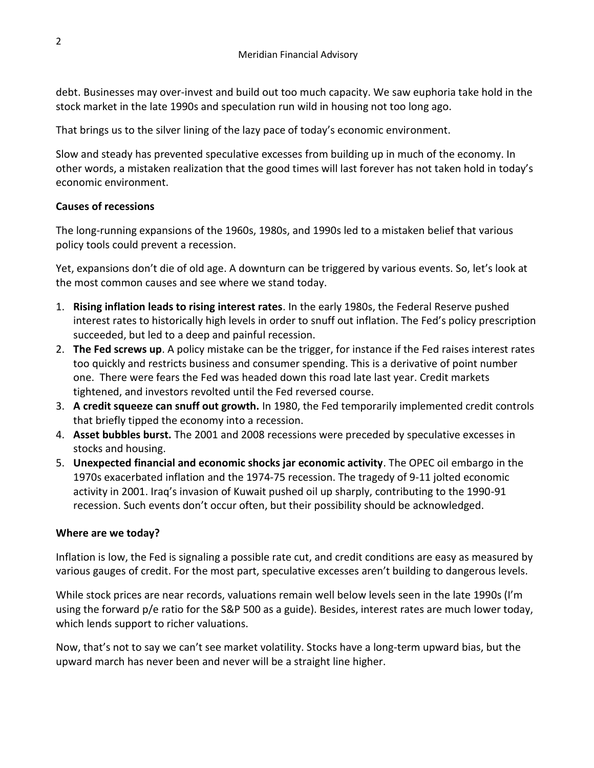debt. Businesses may over-invest and build out too much capacity. We saw euphoria take hold in the stock market in the late 1990s and speculation run wild in housing not too long ago.

That brings us to the silver lining of the lazy pace of today's economic environment.

Slow and steady has prevented speculative excesses from building up in much of the economy. In other words, a mistaken realization that the good times will last forever has not taken hold in today's economic environment.

**Causes of recessions**

The long-running expansions of the 1960s, 1980s, and 1990s led to a mistaken belief that various policy tools could prevent a recession.

Yet, expansions don't die of old age. A downturn can be triggered by various events. So, let's look at the most common causes and see where we stand today.

1. **Rising inflation leads to rising interest rates**. In the early 1980s, the Federal Reserve pushed interest rates to historically high levels in order to snuff out inflation. The Fed's policy prescription succeeded, but led to a deep and painful recession.
2. **The Fed screws up**. A policy mistake can be the trigger, for instance if the Fed raises interest rates too quickly and restricts business and consumer spending. This is a derivative of point number one. There were fears the Fed was headed down this road late last year. Credit markets tightened, and investors revolted until the Fed reversed course.
3. **A credit squeeze can snuff out growth.** In 1980, the Fed temporarily implemented credit controls that briefly tipped the economy into a recession.
4. **Asset bubbles burst.** The 2001 and 2008 recessions were preceded by speculative excesses in stocks and housing.
5. **Unexpected financial and economic shocks jar economic activity**. The OPEC oil embargo in the 1970s exacerbated inflation and the 1974-75 recession. The tragedy of 9-11 jolted economic activity in 2001. Iraq's invasion of Kuwait pushed oil up sharply, contributing to the 1990-91 recession. Such events don't occur often, but their possibility should be acknowledged.

**Where are we today?**

Inflation is low, the Fed is signaling a possible rate cut, and credit conditions are easy as measured by various gauges of credit. For the most part, speculative excesses aren't building to dangerous levels.

While stock prices are near records, valuations remain well below levels seen in the late 1990s (I'm using the forward p/e ratio for the S&P 500 as a guide). Besides, interest rates are much lower today, which lends support to richer valuations.

Now, that's not to say we can't see market volatility. Stocks have a long-term upward bias, but the upward march has never been and never will be a straight line higher.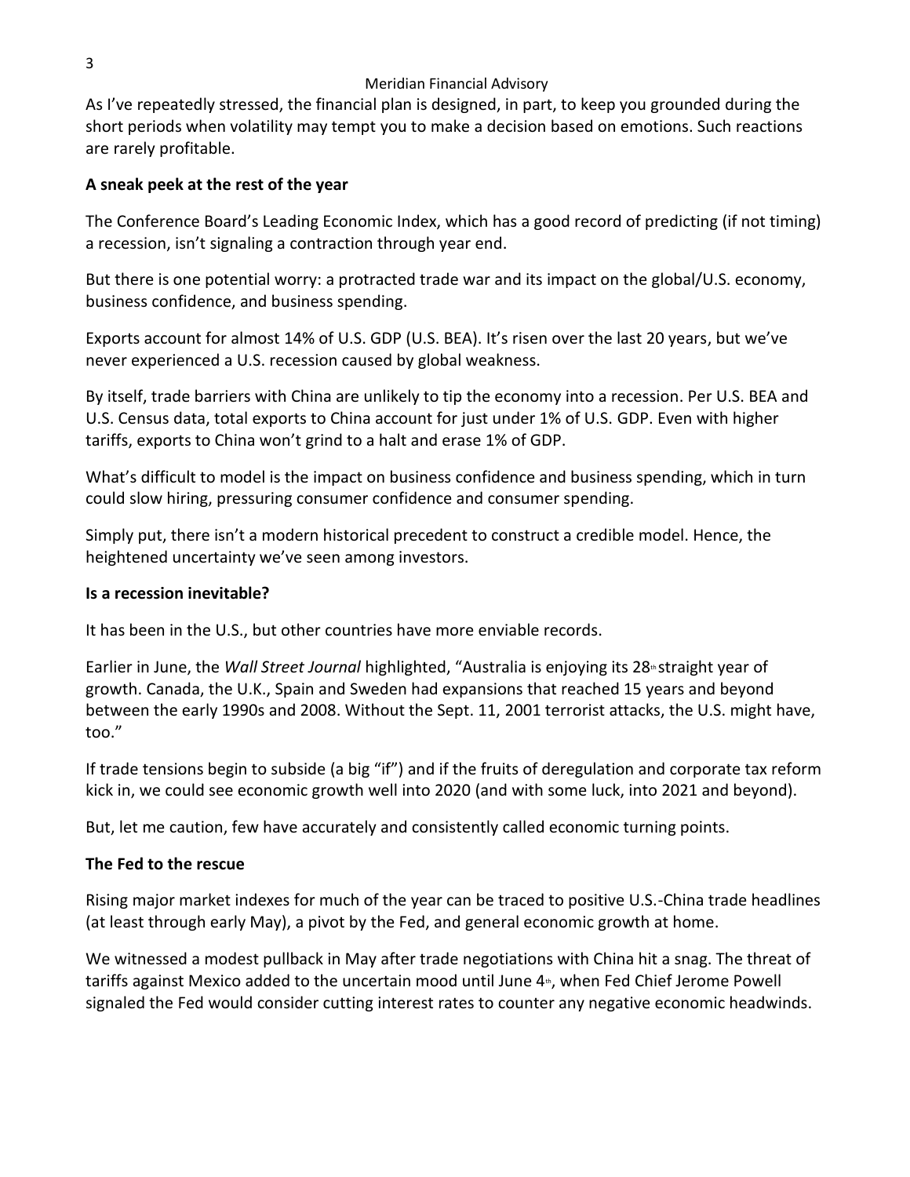As I've repeatedly stressed, the financial plan is designed, in part, to keep you grounded during the short periods when volatility may tempt you to make a decision based on emotions. Such reactions are rarely profitable.

**A sneak peek at the rest of the year**

The Conference Board's Leading Economic Index, which has a good record of predicting (if not timing) a recession, isn't signaling a contraction through year end.

But there is one potential worry: a protracted trade war and its impact on the global/U.S. economy, business confidence, and business spending.

Exports account for almost 14% of U.S. GDP (U.S. BEA). It's risen over the last 20 years, but we've never experienced a U.S. recession caused by global weakness.

By itself, trade barriers with China are unlikely to tip the economy into a recession. Per U.S. BEA and U.S. Census data, total exports to China account for just under 1% of U.S. GDP. Even with higher tariffs, exports to China won't grind to a halt and erase 1% of GDP.

What's difficult to model is the impact on business confidence and business spending, which in turn could slow hiring, pressuring consumer confidence and consumer spending.

Simply put, there isn't a modern historical precedent to construct a credible model. Hence, the heightened uncertainty we've seen among investors.

**Is a recession inevitable?**

It has been in the U.S., but other countries have more enviable records.

Earlier in June, the *Wall Street Journal* highlighted, "Australia is enjoying its 28th straight year of growth. Canada, the U.K., Spain and Sweden had expansions that reached 15 years and beyond between the early 1990s and 2008. Without the Sept. 11, 2001 terrorist attacks, the U.S. might have, too."

If trade tensions begin to subside (a big "if") and if the fruits of deregulation and corporate tax reform kick in, we could see economic growth well into 2020 (and with some luck, into 2021 and beyond).

But, let me caution, few have accurately and consistently called economic turning points.

**The Fed to the rescue**

Rising major market indexes for much of the year can be traced to positive U.S.-China trade headlines (at least through early May), a pivot by the Fed, and general economic growth at home.

We witnessed a modest pullback in May after trade negotiations with China hit a snag. The threat of tariffs against Mexico added to the uncertain mood until June 4th, when Fed Chief Jerome Powell signaled the Fed would consider cutting interest rates to counter any negative economic headwinds.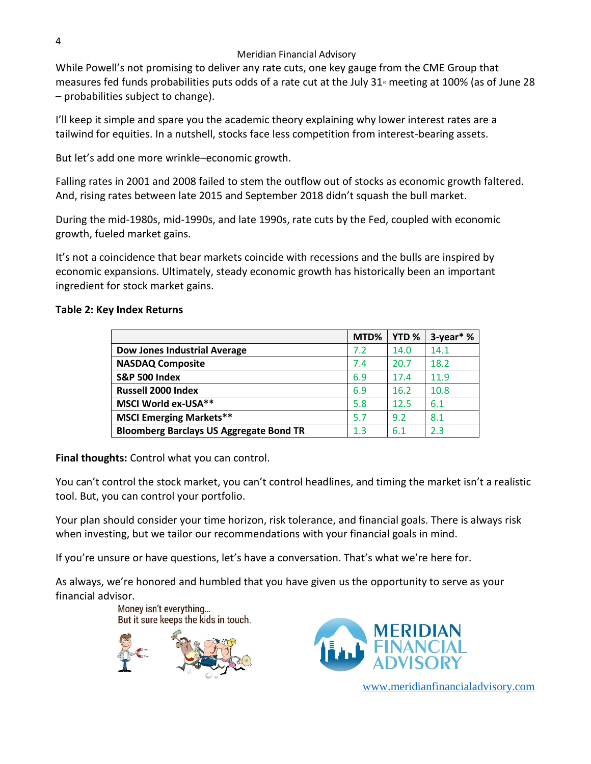While Powell's not promising to deliver any rate cuts, one key gauge from the CME Group that measures fed funds probabilities puts odds of a rate cut at the July 31st meeting at 100% (as of June 28 – probabilities subject to change).

I'll keep it simple and spare you the academic theory explaining why lower interest rates are a tailwind for equities. In a nutshell, stocks face less competition from interest-bearing assets.

But let's add one more wrinkle–economic growth.

Falling rates in 2001 and 2008 failed to stem the outflow out of stocks as economic growth faltered. And, rising rates between late 2015 and September 2018 didn't squash the bull market.

During the mid-1980s, mid-1990s, and late 1990s, rate cuts by the Fed, coupled with economic growth, fueled market gains.

It's not a coincidence that bear markets coincide with recessions and the bulls are inspired by economic expansions. Ultimately, steady economic growth has historically been an important ingredient for stock market gains.

**Table 2: Key Index Returns**

| | MTD% | YTD % | 3-year* % |
|---|---|---|---|
| **Dow Jones Industrial Average** | 7.2 | 14.0 | 14.1 |
| **NASDAQ Composite** | 7.4 | 20.7 | 18.2 |
| **S&P 500 Index** | 6.9 | 17.4 | 11.9 |
| **Russell 2000 Index** | 6.9 | 16.2 | 10.8 |
| **MSCI World ex-USA**** | 5.8 | 12.5 | 6.1 |
| **MSCI Emerging Markets**** | 5.7 | 9.2 | 8.1 |
| **Bloomberg Barclays US Aggregate Bond TR** | 1.3 | 6.1 | 2.3 |

**Final thoughts:** Control what you can control.

You can't control the stock market, you can't control headlines, and timing the market isn't a realistic tool. But, you can control your portfolio.

Your plan should consider your time horizon, risk tolerance, and financial goals. There is always risk when investing, but we tailor our recommendations with your financial goals in mind.

If you're unsure or have questions, let's have a conversation. That's what we're here for.

As always, we're honored and humbled that you have given us the opportunity to serve as your financial advisor.

Money isn't everything...
But it sure keeps the kids in touch.

MERIDIAN FINANCIAL ADVISORY

www.meridianfinancialadvisory.com